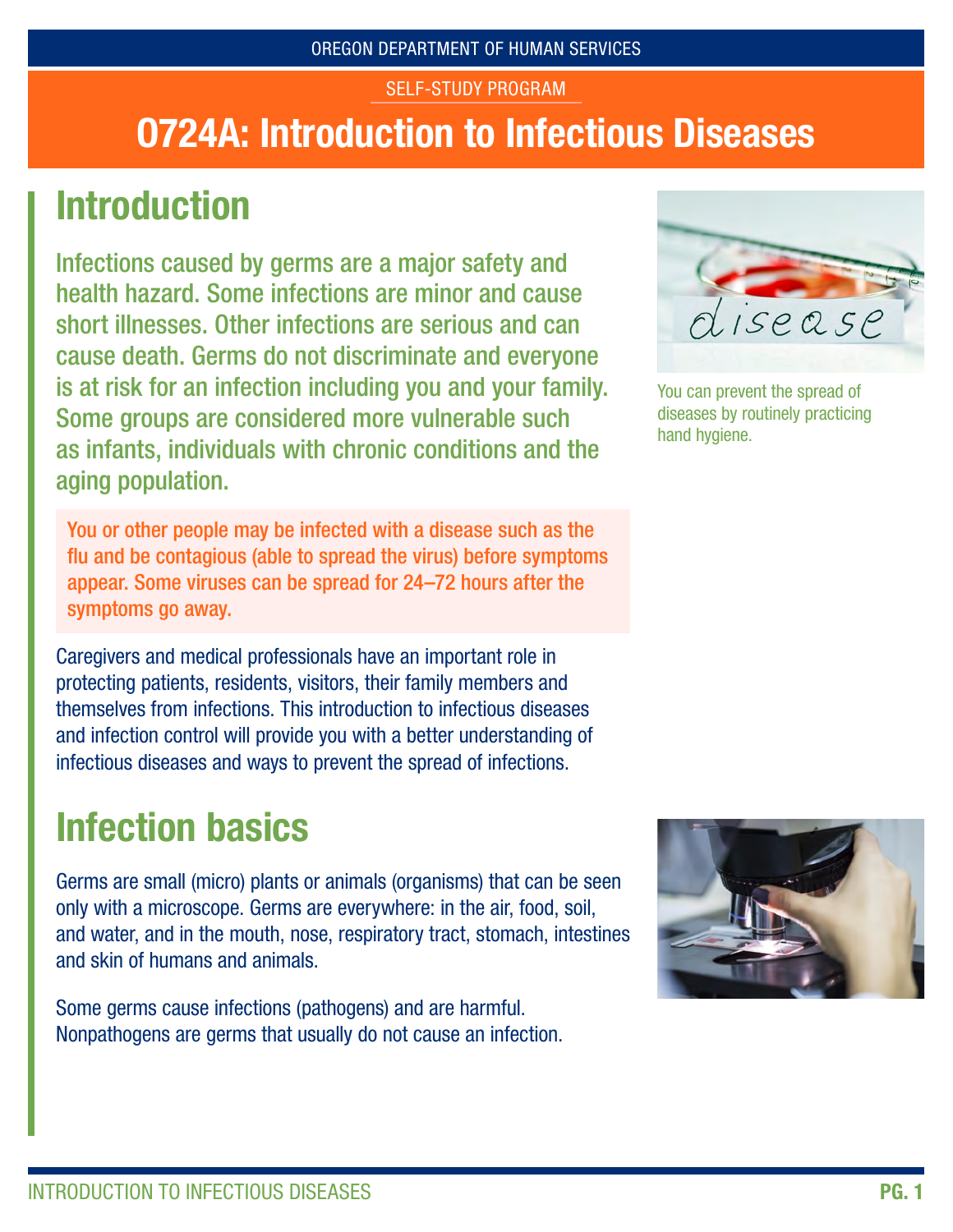OREGON DEPARTMENT OF HUMAN SERVICES

SELF-STUDY PROGRAM

# 0724A: Introduction to Infectious Diseases

## Introduction

Infections caused by germs are a major safety and health hazard. Some infections are minor and cause short illnesses. Other infections are serious and can cause death. Germs do not discriminate and everyone is at risk for an infection including you and your family. Some groups are considered more vulnerable such as infants, individuals with chronic conditions and the aging population.

You can prevent the spread of diseases by routinely practicing hand hygiene.

You or other people may be infected with a disease such as the flu and be contagious (able to spread the virus) before symptoms appear. Some viruses can be spread for 24–72 hours after the symptoms go away.

Caregivers and medical professionals have an important role in protecting patients, residents, visitors, their family members and themselves from infections. This introduction to infectious diseases and infection control will provide you with a better understanding of infectious diseases and ways to prevent the spread of infections.

## Infection basics

Germs are small (micro) plants or animals (organisms) that can be seen only with a microscope. Germs are everywhere: in the air, food, soil, and water, and in the mouth, nose, respiratory tract, stomach, intestines and skin of humans and animals.

Some germs cause infections (pathogens) and are harmful. Nonpathogens are germs that usually do not cause an infection.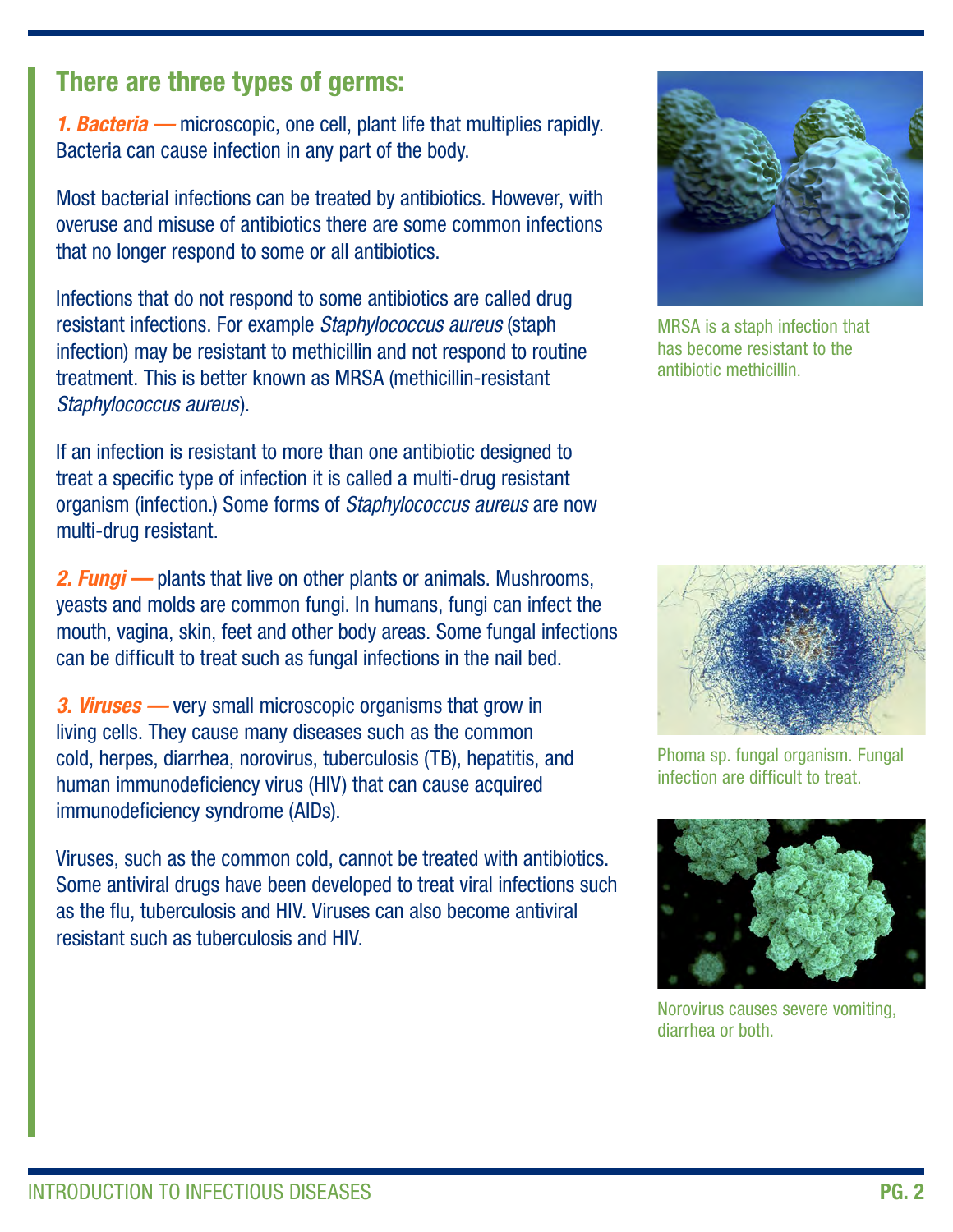## There are three types of germs:

***1. Bacteria —*** microscopic, one cell, plant life that multiplies rapidly. Bacteria can cause infection in any part of the body.

Most bacterial infections can be treated by antibiotics. However, with overuse and misuse of antibiotics there are some common infections that no longer respond to some or all antibiotics.

Infections that do not respond to some antibiotics are called drug resistant infections. For example *Staphylococcus aureus* (staph infection) may be resistant to methicillin and not respond to routine treatment. This is better known as MRSA (methicillin-resistant *Staphylococcus aureus*).

If an infection is resistant to more than one antibiotic designed to treat a specific type of infection it is called a multi-drug resistant organism (infection.) Some forms of *Staphylococcus aureus* are now multi-drug resistant.

MRSA is a staph infection that has become resistant to the antibiotic methicillin.

***2. Fungi —*** plants that live on other plants or animals. Mushrooms, yeasts and molds are common fungi. In humans, fungi can infect the mouth, vagina, skin, feet and other body areas. Some fungal infections can be difficult to treat such as fungal infections in the nail bed.

Phoma sp. fungal organism. Fungal infection are difficult to treat.

***3. Viruses —*** very small microscopic organisms that grow in living cells. They cause many diseases such as the common cold, herpes, diarrhea, norovirus, tuberculosis (TB), hepatitis, and human immunodeficiency virus (HIV) that can cause acquired immunodeficiency syndrome (AIDs).

Viruses, such as the common cold, cannot be treated with antibiotics. Some antiviral drugs have been developed to treat viral infections such as the flu, tuberculosis and HIV. Viruses can also become antiviral resistant such as tuberculosis and HIV.

Norovirus causes severe vomiting, diarrhea or both.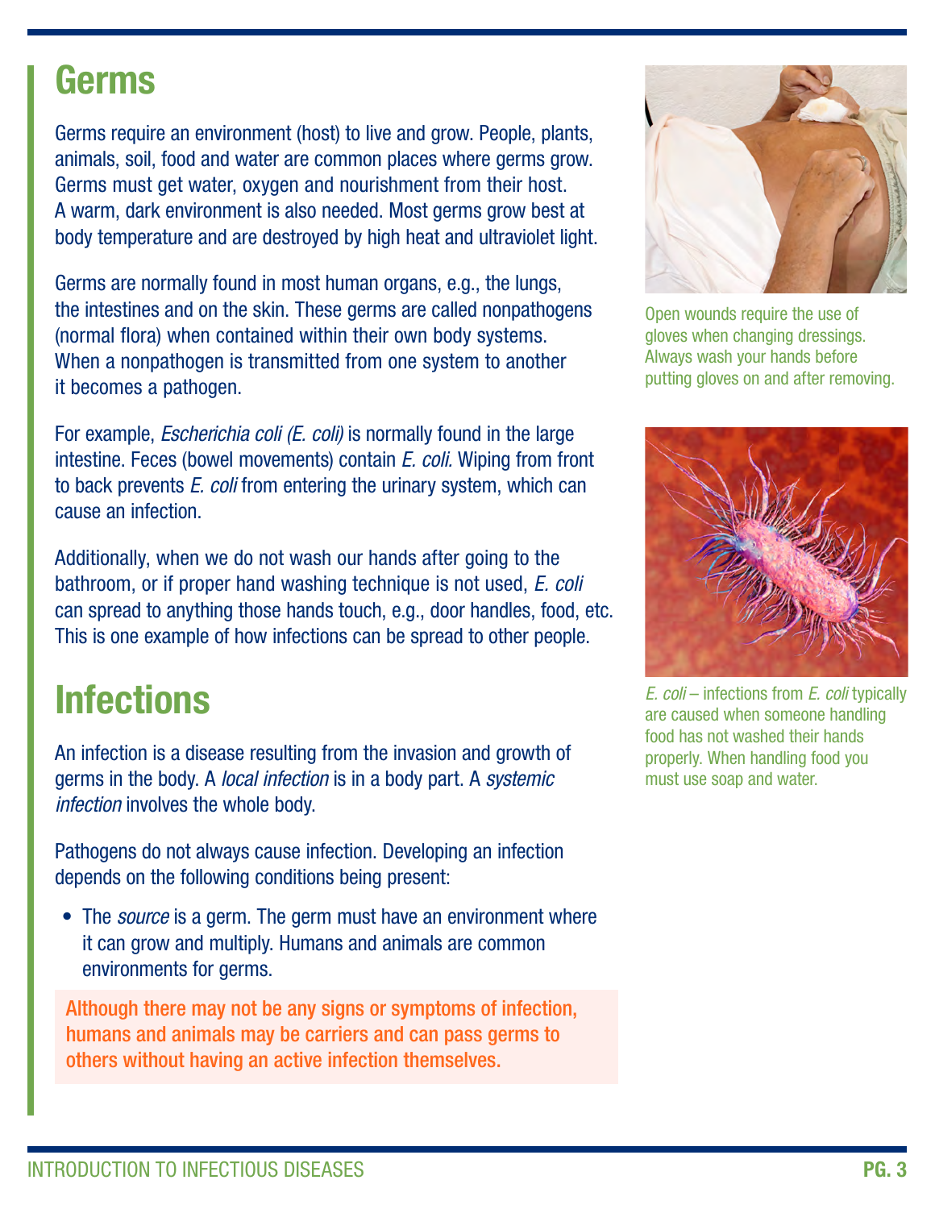## Germs

Germs require an environment (host) to live and grow. People, plants, animals, soil, food and water are common places where germs grow. Germs must get water, oxygen and nourishment from their host. A warm, dark environment is also needed. Most germs grow best at body temperature and are destroyed by high heat and ultraviolet light.

Germs are normally found in most human organs, e.g., the lungs, the intestines and on the skin. These germs are called nonpathogens (normal flora) when contained within their own body systems. When a nonpathogen is transmitted from one system to another it becomes a pathogen.

For example, *Escherichia coli (E. coli)* is normally found in the large intestine. Feces (bowel movements) contain *E. coli.* Wiping from front to back prevents *E. coli* from entering the urinary system, which can cause an infection.

Additionally, when we do not wash our hands after going to the bathroom, or if proper hand washing technique is not used, *E. coli* can spread to anything those hands touch, e.g., door handles, food, etc. This is one example of how infections can be spread to other people.

Open wounds require the use of gloves when changing dressings. Always wash your hands before putting gloves on and after removing.

*E. coli* – infections from *E. coli* typically are caused when someone handling food has not washed their hands properly. When handling food you must use soap and water.

## Infections

An infection is a disease resulting from the invasion and growth of germs in the body. A *local infection* is in a body part. A *systemic infection* involves the whole body.

Pathogens do not always cause infection. Developing an infection depends on the following conditions being present:

- The *source* is a germ. The germ must have an environment where it can grow and multiply. Humans and animals are common environments for germs.

**Although there may not be any signs or symptoms of infection, humans and animals may be carriers and can pass germs to others without having an active infection themselves.**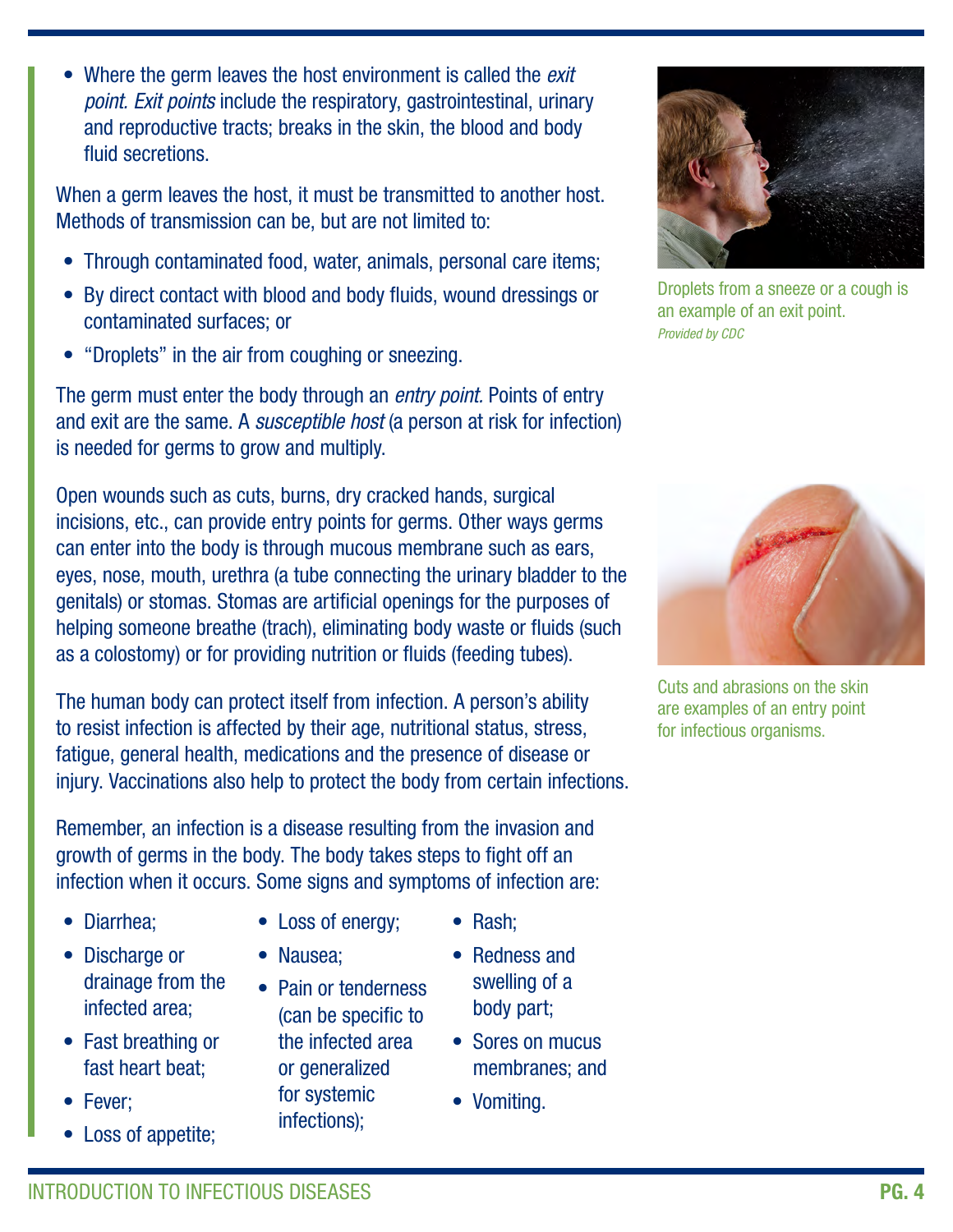- Where the germ leaves the host environment is called the *exit point. Exit points* include the respiratory, gastrointestinal, urinary and reproductive tracts; breaks in the skin, the blood and body fluid secretions.

When a germ leaves the host, it must be transmitted to another host. Methods of transmission can be, but are not limited to:

- Through contaminated food, water, animals, personal care items;
- By direct contact with blood and body fluids, wound dressings or contaminated surfaces; or
- "Droplets" in the air from coughing or sneezing.

Droplets from a sneeze or a cough is an example of an exit point.
*Provided by CDC*

The germ must enter the body through an *entry point.* Points of entry and exit are the same. A *susceptible host* (a person at risk for infection) is needed for germs to grow and multiply.

Open wounds such as cuts, burns, dry cracked hands, surgical incisions, etc., can provide entry points for germs. Other ways germs can enter into the body is through mucous membrane such as ears, eyes, nose, mouth, urethra (a tube connecting the urinary bladder to the genitals) or stomas. Stomas are artificial openings for the purposes of helping someone breathe (trach), eliminating body waste or fluids (such as a colostomy) or for providing nutrition or fluids (feeding tubes).

Cuts and abrasions on the skin are examples of an entry point for infectious organisms.

The human body can protect itself from infection. A person's ability to resist infection is affected by their age, nutritional status, stress, fatigue, general health, medications and the presence of disease or injury. Vaccinations also help to protect the body from certain infections.

Remember, an infection is a disease resulting from the invasion and growth of germs in the body. The body takes steps to fight off an infection when it occurs. Some signs and symptoms of infection are:

- Diarrhea;
- Discharge or drainage from the infected area;
- Fast breathing or fast heart beat;
- Fever;
- Loss of appetite;
- Loss of energy;
- Nausea;
- Pain or tenderness (can be specific to the infected area or generalized for systemic infections);
- Rash;
- Redness and swelling of a body part;
- Sores on mucus membranes; and
- Vomiting.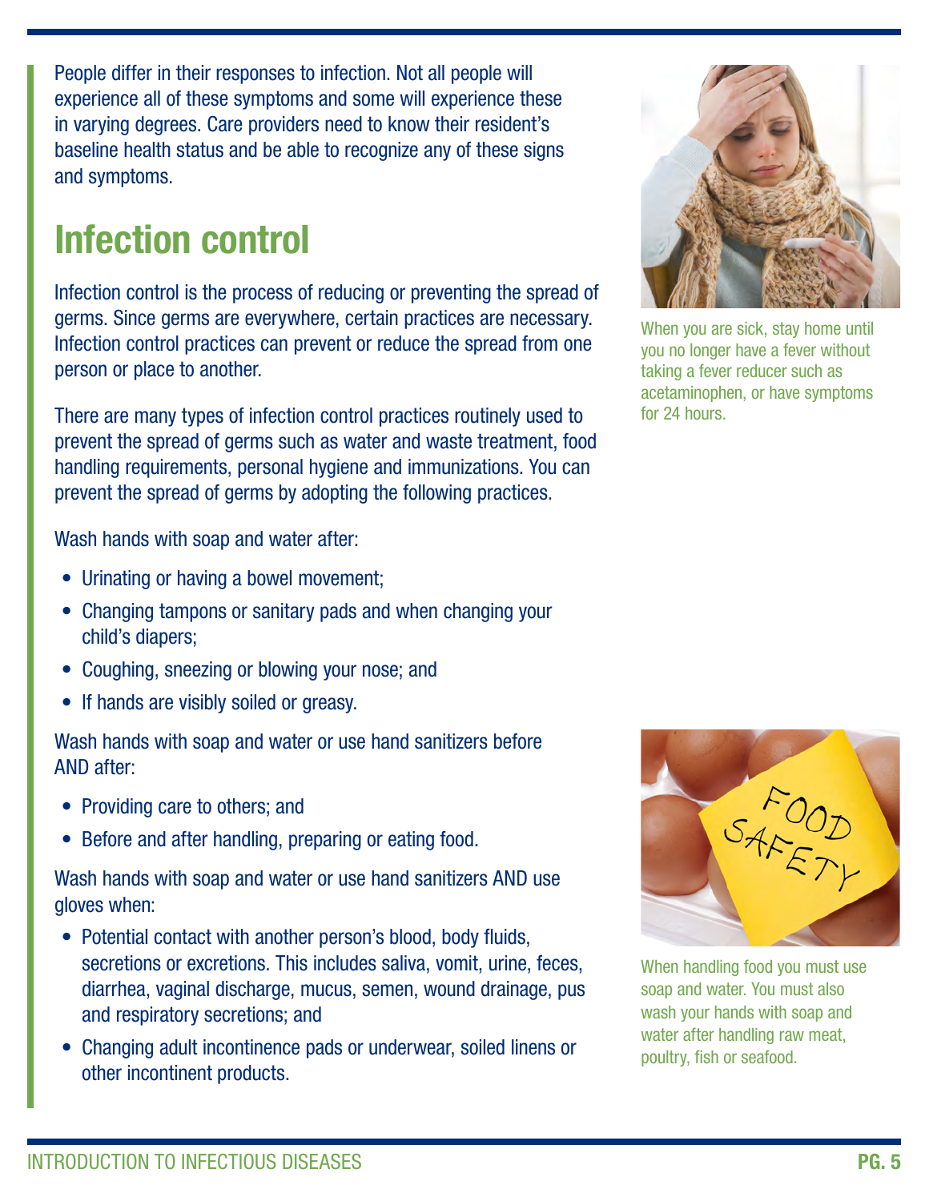People differ in their responses to infection. Not all people will experience all of these symptoms and some will experience these in varying degrees. Care providers need to know their resident's baseline health status and be able to recognize any of these signs and symptoms.

## Infection control

Infection control is the process of reducing or preventing the spread of germs. Since germs are everywhere, certain practices are necessary. Infection control practices can prevent or reduce the spread from one person or place to another.

There are many types of infection control practices routinely used to prevent the spread of germs such as water and waste treatment, food handling requirements, personal hygiene and immunizations. You can prevent the spread of germs by adopting the following practices.

Wash hands with soap and water after:

- Urinating or having a bowel movement;
- Changing tampons or sanitary pads and when changing your child's diapers;
- Coughing, sneezing or blowing your nose; and
- If hands are visibly soiled or greasy.

Wash hands with soap and water or use hand sanitizers before AND after:

- Providing care to others; and
- Before and after handling, preparing or eating food.

Wash hands with soap and water or use hand sanitizers AND use gloves when:

- Potential contact with another person's blood, body fluids, secretions or excretions. This includes saliva, vomit, urine, feces, diarrhea, vaginal discharge, mucus, semen, wound drainage, pus and respiratory secretions; and
- Changing adult incontinence pads or underwear, soiled linens or other incontinent products.

When you are sick, stay home until you no longer have a fever without taking a fever reducer such as acetaminophen, or have symptoms for 24 hours.

When handling food you must use soap and water. You must also wash your hands with soap and water after handling raw meat, poultry, fish or seafood.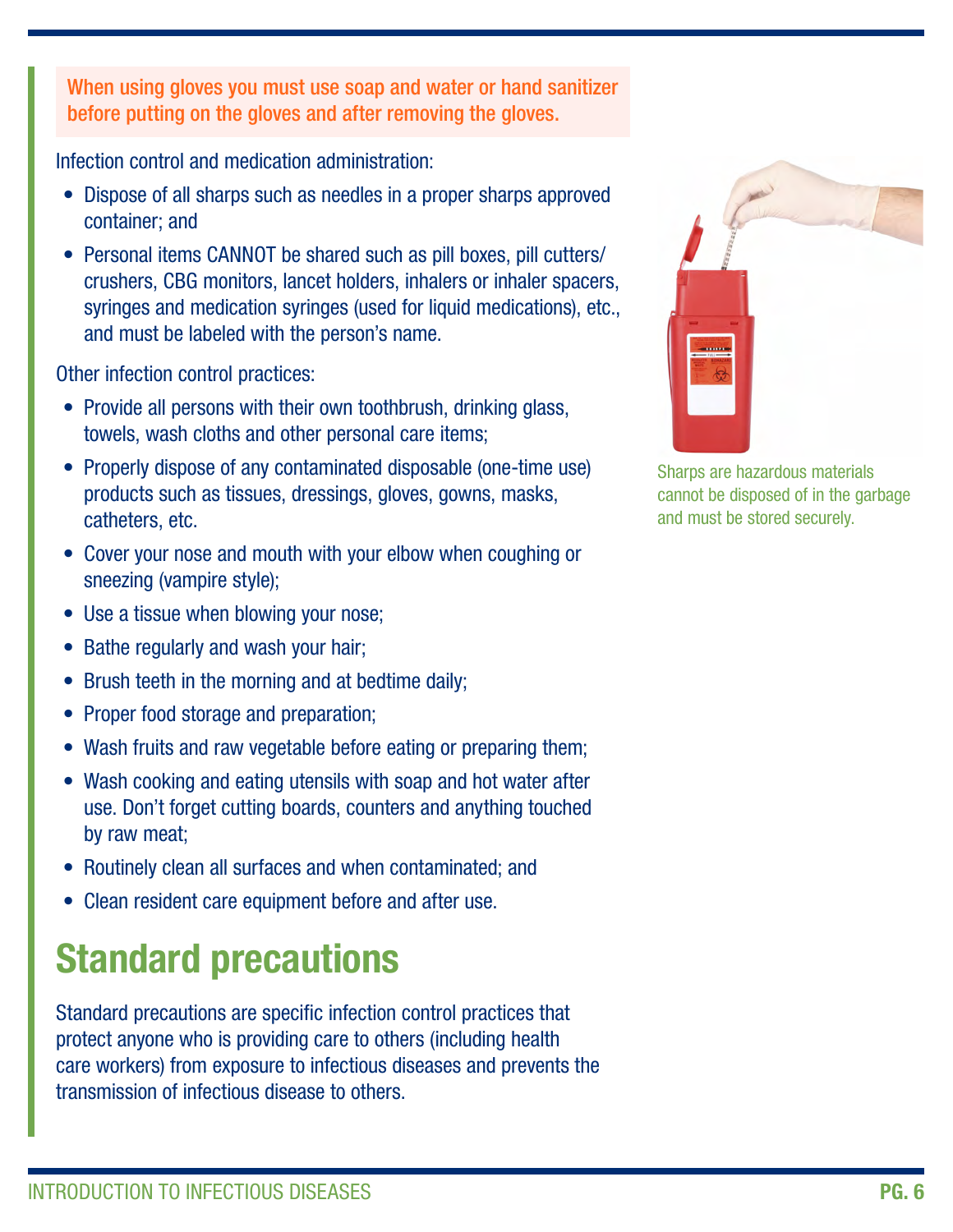When using gloves you must use soap and water or hand sanitizer before putting on the gloves and after removing the gloves.

Infection control and medication administration:

- Dispose of all sharps such as needles in a proper sharps approved container; and
- Personal items CANNOT be shared such as pill boxes, pill cutters/crushers, CBG monitors, lancet holders, inhalers or inhaler spacers, syringes and medication syringes (used for liquid medications), etc., and must be labeled with the person's name.

Other infection control practices:

- Provide all persons with their own toothbrush, drinking glass, towels, wash cloths and other personal care items;
- Properly dispose of any contaminated disposable (one-time use) products such as tissues, dressings, gloves, gowns, masks, catheters, etc.
- Cover your nose and mouth with your elbow when coughing or sneezing (vampire style);
- Use a tissue when blowing your nose;
- Bathe regularly and wash your hair;
- Brush teeth in the morning and at bedtime daily;
- Proper food storage and preparation;
- Wash fruits and raw vegetable before eating or preparing them;
- Wash cooking and eating utensils with soap and hot water after use. Don't forget cutting boards, counters and anything touched by raw meat;
- Routinely clean all surfaces and when contaminated; and
- Clean resident care equipment before and after use.

Sharps are hazardous materials cannot be disposed of in the garbage and must be stored securely.

## Standard precautions

Standard precautions are specific infection control practices that protect anyone who is providing care to others (including health care workers) from exposure to infectious diseases and prevents the transmission of infectious disease to others.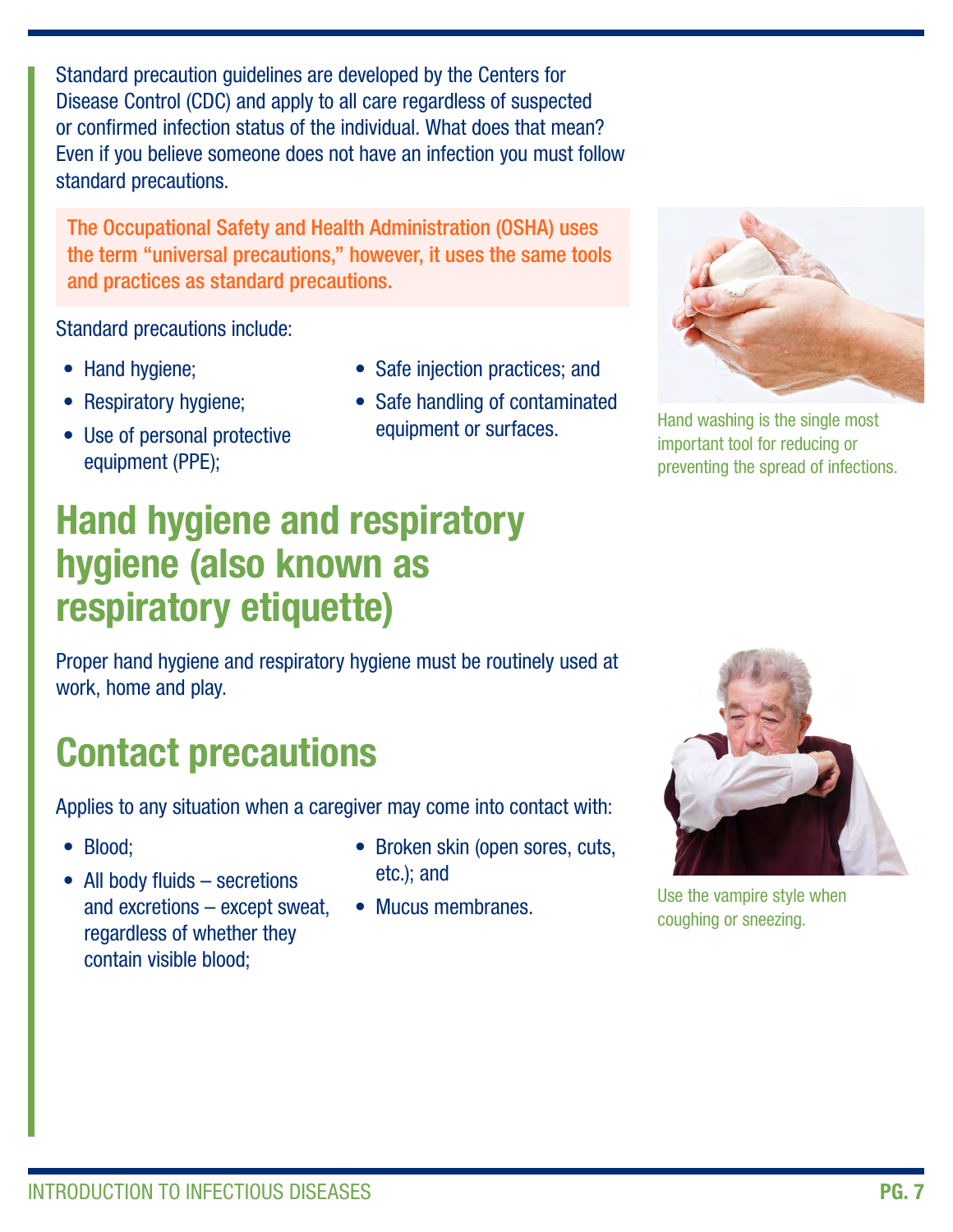Standard precaution guidelines are developed by the Centers for Disease Control (CDC) and apply to all care regardless of suspected or confirmed infection status of the individual. What does that mean? Even if you believe someone does not have an infection you must follow standard precautions.

The Occupational Safety and Health Administration (OSHA) uses the term "universal precautions," however, it uses the same tools and practices as standard precautions.

Standard precautions include:

- Hand hygiene;
- Respiratory hygiene;
- Use of personal protective equipment (PPE);
- Safe injection practices; and
- Safe handling of contaminated equipment or surfaces.

Hand washing is the single most important tool for reducing or preventing the spread of infections.

## Hand hygiene and respiratory hygiene (also known as respiratory etiquette)

Proper hand hygiene and respiratory hygiene must be routinely used at work, home and play.

## Contact precautions

Applies to any situation when a caregiver may come into contact with:

- Blood;
- All body fluids – secretions and excretions – except sweat, regardless of whether they contain visible blood;
- Broken skin (open sores, cuts, etc.); and
- Mucus membranes.

Use the vampire style when coughing or sneezing.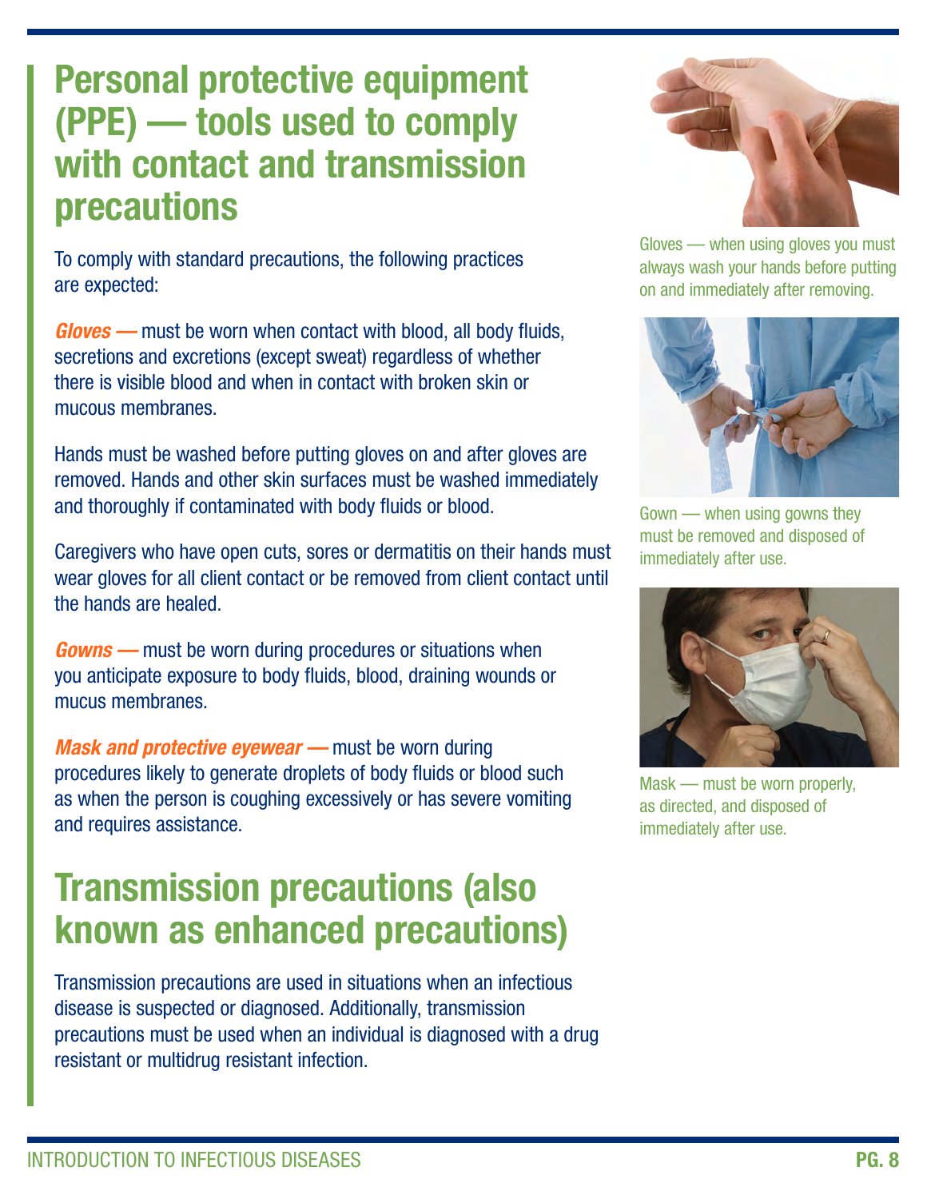# Personal protective equipment (PPE) — tools used to comply with contact and transmission precautions

To comply with standard precautions, the following practices are expected:

***Gloves —*** must be worn when contact with blood, all body fluids, secretions and excretions (except sweat) regardless of whether there is visible blood and when in contact with broken skin or mucous membranes.

Hands must be washed before putting gloves on and after gloves are removed. Hands and other skin surfaces must be washed immediately and thoroughly if contaminated with body fluids or blood.

Caregivers who have open cuts, sores or dermatitis on their hands must wear gloves for all client contact or be removed from client contact until the hands are healed.

***Gowns —*** must be worn during procedures or situations when you anticipate exposure to body fluids, blood, draining wounds or mucus membranes.

***Mask and protective eyewear —*** must be worn during procedures likely to generate droplets of body fluids or blood such as when the person is coughing excessively or has severe vomiting and requires assistance.

Gloves — when using gloves you must always wash your hands before putting on and immediately after removing.

Gown — when using gowns they must be removed and disposed of immediately after use.

Mask — must be worn properly, as directed, and disposed of immediately after use.

# Transmission precautions (also known as enhanced precautions)

Transmission precautions are used in situations when an infectious disease is suspected or diagnosed. Additionally, transmission precautions must be used when an individual is diagnosed with a drug resistant or multidrug resistant infection.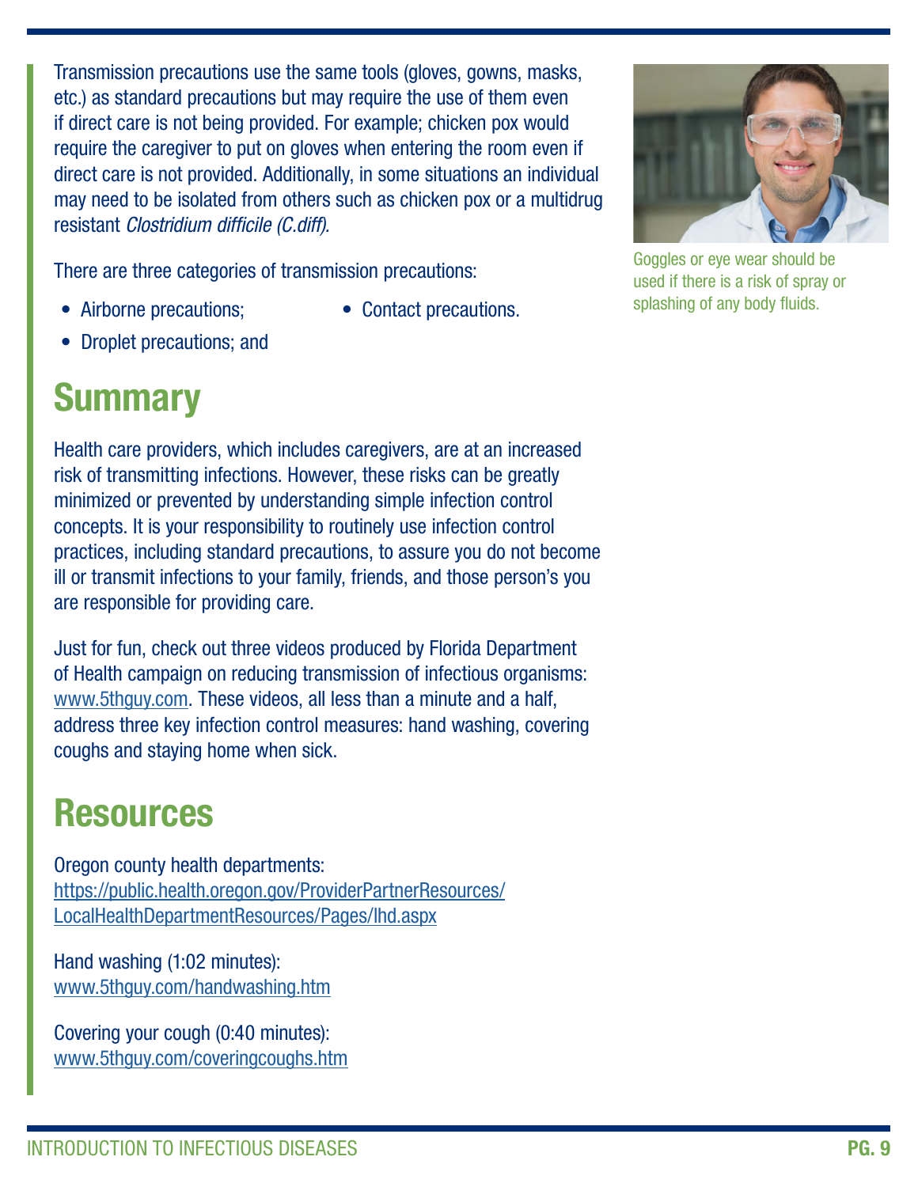Transmission precautions use the same tools (gloves, gowns, masks, etc.) as standard precautions but may require the use of them even if direct care is not being provided. For example; chicken pox would require the caregiver to put on gloves when entering the room even if direct care is not provided. Additionally, in some situations an individual may need to be isolated from others such as chicken pox or a multidrug resistant *Clostridium difficile (C.diff).*

There are three categories of transmission precautions:

- Airborne precautions;
- Droplet precautions; and
- Contact precautions.

Goggles or eye wear should be used if there is a risk of spray or splashing of any body fluids.

## Summary

Health care providers, which includes caregivers, are at an increased risk of transmitting infections. However, these risks can be greatly minimized or prevented by understanding simple infection control concepts. It is your responsibility to routinely use infection control practices, including standard precautions, to assure you do not become ill or transmit infections to your family, friends, and those person's you are responsible for providing care.

Just for fun, check out three videos produced by Florida Department of Health campaign on reducing transmission of infectious organisms: www.5thguy.com. These videos, all less than a minute and a half, address three key infection control measures: hand washing, covering coughs and staying home when sick.

## Resources

Oregon county health departments:
https://public.health.oregon.gov/ProviderPartnerResources/LocalHealthDepartmentResources/Pages/lhd.aspx

Hand washing (1:02 minutes):
www.5thguy.com/handwashing.htm

Covering your cough (0:40 minutes):
www.5thguy.com/coveringcoughs.htm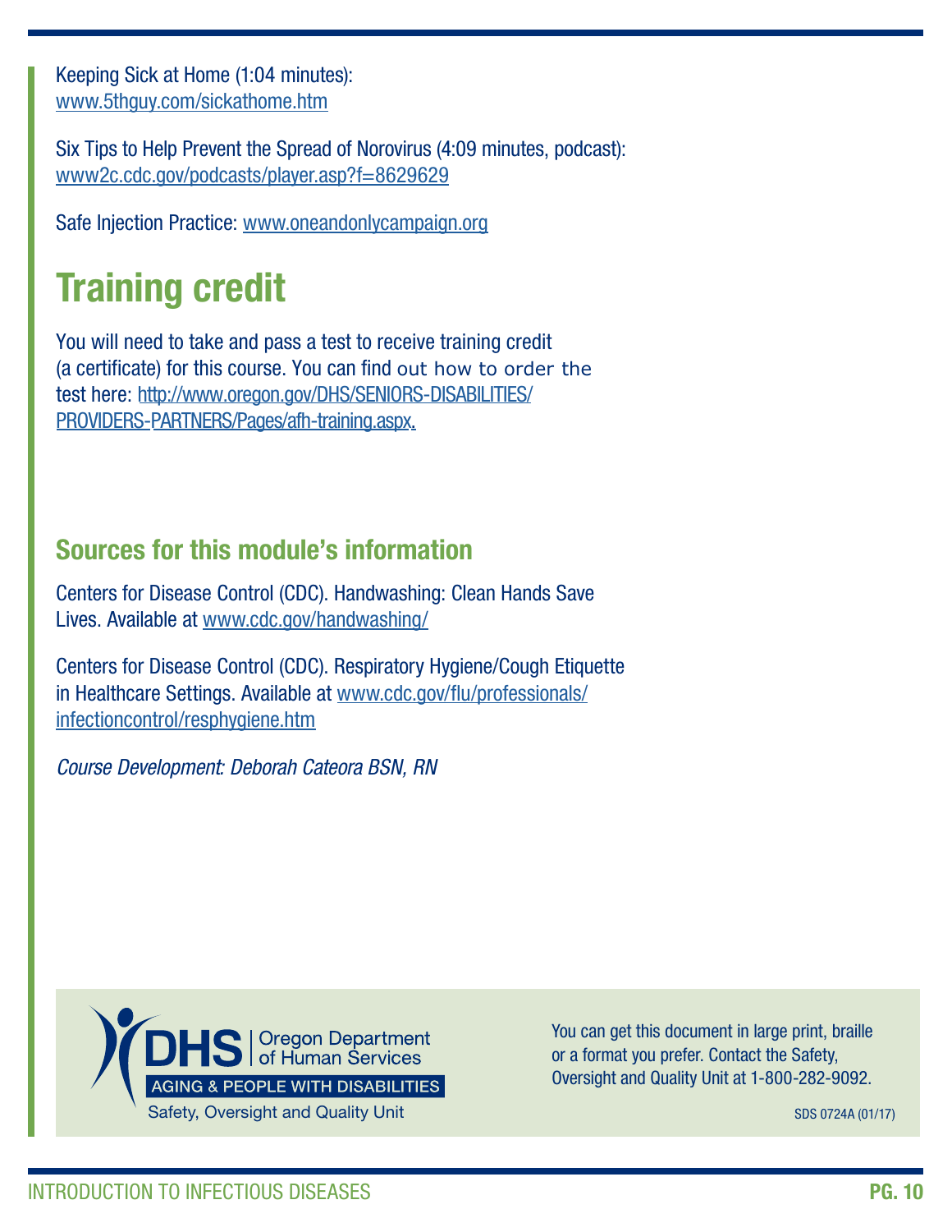Keeping Sick at Home (1:04 minutes):
www.5thguy.com/sickathome.htm

Six Tips to Help Prevent the Spread of Norovirus (4:09 minutes, podcast):
www2c.cdc.gov/podcasts/player.asp?f=8629629

Safe Injection Practice: www.oneandonlycampaign.org

# Training credit

You will need to take and pass a test to receive training credit (a certificate) for this course. You can find out how to order the test here: http://www.oregon.gov/DHS/SENIORS-DISABILITIES/PROVIDERS-PARTNERS/Pages/afh-training.aspx.

## Sources for this module's information

Centers for Disease Control (CDC). Handwashing: Clean Hands Save Lives. Available at www.cdc.gov/handwashing/

Centers for Disease Control (CDC). Respiratory Hygiene/Cough Etiquette in Healthcare Settings. Available at www.cdc.gov/flu/professionals/infectioncontrol/resphygiene.htm

*Course Development: Deborah Cateora BSN, RN*

DHS | Oregon Department of Human Services
AGING & PEOPLE WITH DISABILITIES
Safety, Oversight and Quality Unit

You can get this document in large print, braille or a format you prefer. Contact the Safety, Oversight and Quality Unit at 1-800-282-9092.

SDS 0724A (01/17)